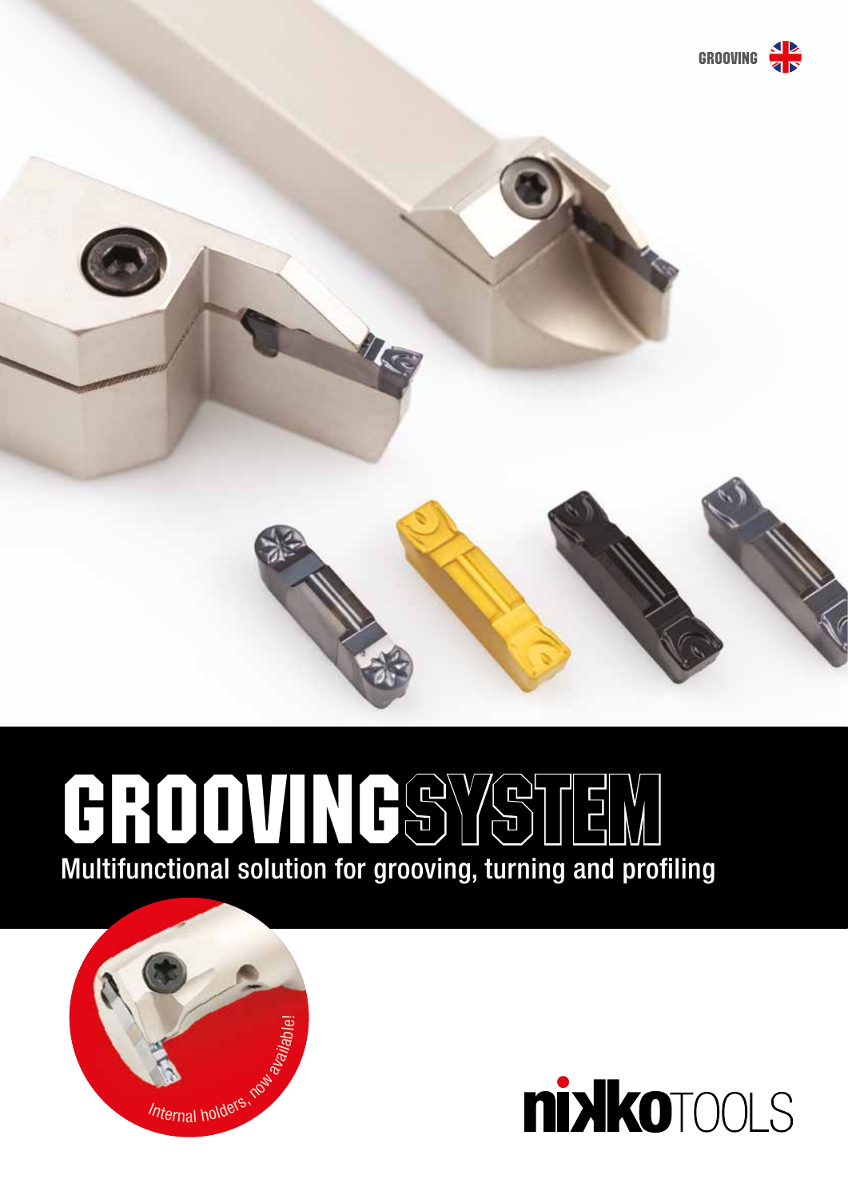GROOVING

# GROOVING SYSTEM

## Multifunctional solution for grooving, turning and profiling

*Internal holders, now available!*

nikkoTOOLS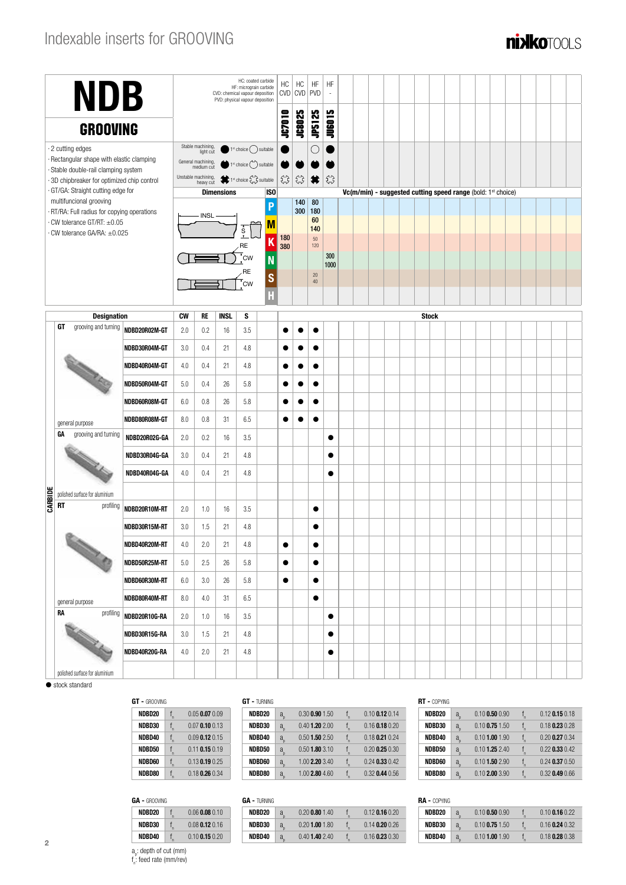# Indexable inserts for GROOVING

## NDB

### GROOVING

- 2 cutting edges
- Rectangular shape with elastic clamping
- Stable double-rail clamping system
- 3D chipbreaker for optimized chip control
- GT/GA: Straight cutting edge for multifunctional grooving
- RT/RA: Full radius for copying operations
- CW tolerance GT/RT: ±0.05
- CW tolerance GA/RA: ±0.025

HC: coated carbide
HF: micrograin carbide
CVD: chemical vapour deposition
PVD: physical vapour deposition

| | JC7010 | JC8025 | JP5125 | JU6015 |
|---|---|---|---|---|
| | HC CVD | HC CVD | HF PVD | HF - |
| Stable machining, light cut (● 1st choice ○ suitable) | ● | | ○ | ● |
| General machining, medium cut (● 1st choice ○ suitable) | ● | ● | ● | ● |
| Unstable machining, heavy cut (1st choice / suitable) | suitable | suitable | 1st choice | suitable |

**Vc(m/min) - suggested cutting speed range** (bold: 1st choice)

| ISO | JC7010 | JC8025 | JP5125 | JU6015 |
|---|---|---|---|---|
| P | | 140 300 | 80 180 | |
| M | | | 60 140 | |
| K | 180 380 | | 50 120 | |
| N | | | | 300 1000 |
| S | | | 20 40 | |
| H | | | | |

Dimensions: INSL, S, RE, CW

| Type | Designation | CW | RE | INSL | S | JC7010 | JC8025 | JP5125 | JU6015 |
|---|---|---|---|---|---|---|---|---|---|
| **GT** grooving and turning – general purpose | NDBD20R02M-GT | 2.0 | 0.2 | 16 | 3.5 | ● | ● | ● | |
| | NDBD30R04M-GT | 3.0 | 0.4 | 21 | 4.8 | ● | ● | ● | |
| | NDBD40R04M-GT | 4.0 | 0.4 | 21 | 4.8 | ● | ● | ● | |
| | NDBD50R04M-GT | 5.0 | 0.4 | 26 | 5.8 | ● | ● | ● | |
| | NDBD60R08M-GT | 6.0 | 0.8 | 26 | 5.8 | ● | ● | ● | |
| | NDBD80R08M-GT | 8.0 | 0.8 | 31 | 6.5 | ● | ● | ● | |
| **GA** grooving and turning – polished surface for aluminium | NDBD20R02G-GA | 2.0 | 0.2 | 16 | 3.5 | | | | ● |
| | NDBD30R04G-GA | 3.0 | 0.4 | 21 | 4.8 | | | | ● |
| | NDBD40R04G-GA | 4.0 | 0.4 | 21 | 4.8 | | | | ● |
| **RT** profiling – general purpose | NDBD20R10M-RT | 2.0 | 1.0 | 16 | 3.5 | | | ● | |
| | NDBD30R15M-RT | 3.0 | 1.5 | 21 | 4.8 | | | ● | |
| | NDBD40R20M-RT | 4.0 | 2.0 | 21 | 4.8 | ● | | ● | |
| | NDBD50R25M-RT | 5.0 | 2.5 | 26 | 5.8 | ● | | ● | |
| | NDBD60R30M-RT | 6.0 | 3.0 | 26 | 5.8 | ● | | ● | |
| | NDBD80R40M-RT | 8.0 | 4.0 | 31 | 6.5 | | | ● | |
| **RA** profiling – polished surface for aluminium | NDBD20R10G-RA | 2.0 | 1.0 | 16 | 3.5 | | | | ● |
| | NDBD30R15G-RA | 3.0 | 1.5 | 21 | 4.8 | | | | ● |
| | NDBD40R20G-RA | 4.0 | 2.0 | 21 | 4.8 | | | | ● |

CARBIDE

● stock standard

**GT - GROOVING**

| | | |
|---|---|---|
| NDBD20 | $f_n$ | 0.05 **0.07** 0.09 |
| NDBD30 | $f_n$ | 0.07 **0.10** 0.13 |
| NDBD40 | $f_n$ | 0.09 **0.12** 0.15 |
| NDBD50 | $f_n$ | 0.11 **0.15** 0.19 |
| NDBD60 | $f_n$ | 0.13 **0.19** 0.25 |
| NDBD80 | $f_n$ | 0.18 **0.26** 0.34 |

**GT - TURNING**

| | | | | |
|---|---|---|---|---|
| NDBD20 | $a_p$ | 0.30 **0.90** 1.50 | $f_n$ | 0.10 **0.12** 0.14 |
| NDBD30 | $a_p$ | 0.40 **1.20** 2.00 | $f_n$ | 0.16 **0.18** 0.20 |
| NDBD40 | $a_p$ | 0.50 **1.50** 2.50 | $f_n$ | 0.18 **0.21** 0.24 |
| NDBD50 | $a_p$ | 0.50 **1.80** 3.10 | $f_n$ | 0.20 **0.25** 0.30 |
| NDBD60 | $a_p$ | 1.00 **2.20** 3.40 | $f_n$ | 0.24 **0.33** 0.42 |
| NDBD80 | $a_p$ | 1.00 **2.80** 4.60 | $f_n$ | 0.32 **0.44** 0.56 |

**RT - COPYING**

| | | | | |
|---|---|---|---|---|
| NDBD20 | $a_p$ | 0.10 **0.50** 0.90 | $f_n$ | 0.12 **0.15** 0.18 |
| NDBD30 | $a_p$ | 0.10 **0.75** 1.50 | $f_n$ | 0.18 **0.23** 0.28 |
| NDBD40 | $a_p$ | 0.10 **1.00** 1.90 | $f_n$ | 0.20 **0.27** 0.34 |
| NDBD50 | $a_p$ | 0.10 **1.25** 2.40 | $f_n$ | 0.22 **0.33** 0.42 |
| NDBD60 | $a_p$ | 0.10 **1.50** 2.90 | $f_n$ | 0.24 **0.37** 0.50 |
| NDBD80 | $a_p$ | 0.10 **2.00** 3.90 | $f_n$ | 0.32 **0.49** 0.66 |

**GA - GROOVING**

| | | |
|---|---|---|
| NDBD20 | $f_n$ | 0.06 **0.08** 0.10 |
| NDBD30 | $f_n$ | 0.08 **0.12** 0.16 |
| NDBD40 | $f_n$ | 0.10 **0.15** 0.20 |

**GA - TURNING**

| | | | | |
|---|---|---|---|---|
| NDBD20 | $a_p$ | 0.20 **0.80** 1.40 | $f_n$ | 0.12 **0.16** 0.20 |
| NDBD30 | $a_p$ | 0.20 **1.00** 1.80 | $f_n$ | 0.14 **0.20** 0.26 |
| NDBD40 | $a_p$ | 0.40 **1.40** 2.40 | $f_n$ | 0.16 **0.23** 0.30 |

**RA - COPYING**

| | | | | |
|---|---|---|---|---|
| NDBD20 | $a_p$ | 0.10 **0.50** 0.90 | $f_n$ | 0.10 **0.16** 0.22 |
| NDBD30 | $a_p$ | 0.10 **0.75** 1.50 | $f_n$ | 0.16 **0.24** 0.32 |
| NDBD40 | $a_p$ | 0.10 **1.00** 1.90 | $f_n$ | 0.18 **0.28** 0.38 |

$a_p$: depth of cut (mm)
$f_n$: feed rate (mm/rev)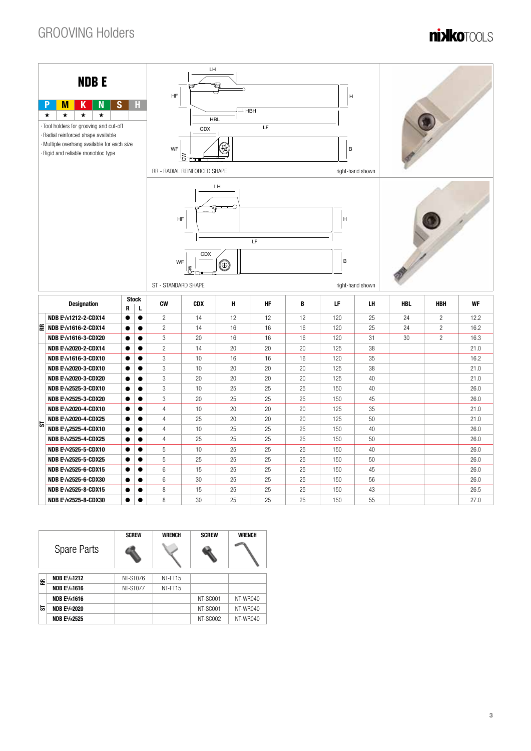# GROOVING Holders

## NDB E

| P | M | K | N | S | H |
|---|---|---|---|---|---|
| ★ | ★ | ★ | ★ | | |

- Tool holders for grooving and cut-off
- Radial reinforced shape available
- Multiple overhang available for each size
- Rigid and reliable monobloc type

RR - RADIAL REINFORCED SHAPE — right-hand shown

ST - STANDARD SHAPE — right-hand shown

| | Designation | Stock R | Stock L | CW | CDX | H | HF | B | LF | LH | HBL | HBH | WF |
|---|---|---|---|---|---|---|---|---|---|---|---|---|---|
| RR | NDB E$^L/_R$1212-2-CDX14 | ● | ● | 2 | 14 | 12 | 12 | 12 | 120 | 25 | 24 | 2 | 12.2 |
| RR | NDB E$^L/_R$1616-2-CDX14 | ● | ● | 2 | 14 | 16 | 16 | 16 | 120 | 25 | 24 | 2 | 16.2 |
| RR | NDB E$^L/_R$1616-3-CDX20 | ● | ● | 3 | 20 | 16 | 16 | 16 | 120 | 31 | 30 | 2 | 16.3 |
| ST | NDB E$^L/_R$2020-2-CDX14 | ● | ● | 2 | 14 | 20 | 20 | 20 | 125 | 38 | | | 21.0 |
| ST | NDB E$^L/_R$1616-3-CDX10 | ● | ● | 3 | 10 | 16 | 16 | 16 | 120 | 35 | | | 16.2 |
| ST | NDB E$^L/_R$2020-3-CDX10 | ● | ● | 3 | 10 | 20 | 20 | 20 | 125 | 38 | | | 21.0 |
| ST | NDB E$^L/_R$2020-3-CDX20 | ● | ● | 3 | 20 | 20 | 20 | 20 | 125 | 40 | | | 21.0 |
| ST | NDB E$^L/_R$2525-3-CDX10 | ● | ● | 3 | 10 | 25 | 25 | 25 | 150 | 40 | | | 26.0 |
| ST | NDB E$^L/_R$2525-3-CDX20 | ● | ● | 3 | 20 | 25 | 25 | 25 | 150 | 45 | | | 26.0 |
| ST | NDB E$^L/_R$2020-4-CDX10 | ● | ● | 4 | 10 | 20 | 20 | 20 | 125 | 35 | | | 21.0 |
| ST | NDB E$^L/_R$2020-4-CDX25 | ● | ● | 4 | 25 | 20 | 20 | 20 | 125 | 50 | | | 21.0 |
| ST | NDB E$^L/_R$2525-4-CDX10 | ● | ● | 4 | 10 | 25 | 25 | 25 | 150 | 40 | | | 26.0 |
| ST | NDB E$^L/_R$2525-4-CDX25 | ● | ● | 4 | 25 | 25 | 25 | 25 | 150 | 50 | | | 26.0 |
| ST | NDB E$^L/_R$2525-5-CDX10 | ● | ● | 5 | 10 | 25 | 25 | 25 | 150 | 40 | | | 26.0 |
| ST | NDB E$^L/_R$2525-5-CDX25 | ● | ● | 5 | 25 | 25 | 25 | 25 | 150 | 50 | | | 26.0 |
| ST | NDB E$^L/_R$2525-6-CDX15 | ● | ● | 6 | 15 | 25 | 25 | 25 | 150 | 45 | | | 26.0 |
| ST | NDB E$^L/_R$2525-6-CDX30 | ● | ● | 6 | 30 | 25 | 25 | 25 | 150 | 56 | | | 26.0 |
| ST | NDB E$^L/_R$2525-8-CDX15 | ● | ● | 8 | 15 | 25 | 25 | 25 | 150 | 43 | | | 26.5 |
| ST | NDB E$^L/_R$2525-8-CDX30 | ● | ● | 8 | 30 | 25 | 25 | 25 | 150 | 55 | | | 27.0 |

| | Spare Parts | SCREW | WRENCH | SCREW | WRENCH |
|---|---|---|---|---|---|
| RR | NDB E$^L/_R$1212 | NT-ST076 | NT-FT15 | | |
| RR | NDB E$^L/_R$1616 | NT-ST077 | NT-FT15 | | |
| ST | NDB E$^L/_R$1616 | | | NT-SC001 | NT-WR040 |
| ST | NDB E$^L/_R$2020 | | | NT-SC001 | NT-WR040 |
| ST | NDB E$^L/_R$2525 | | | NT-SC002 | NT-WR040 |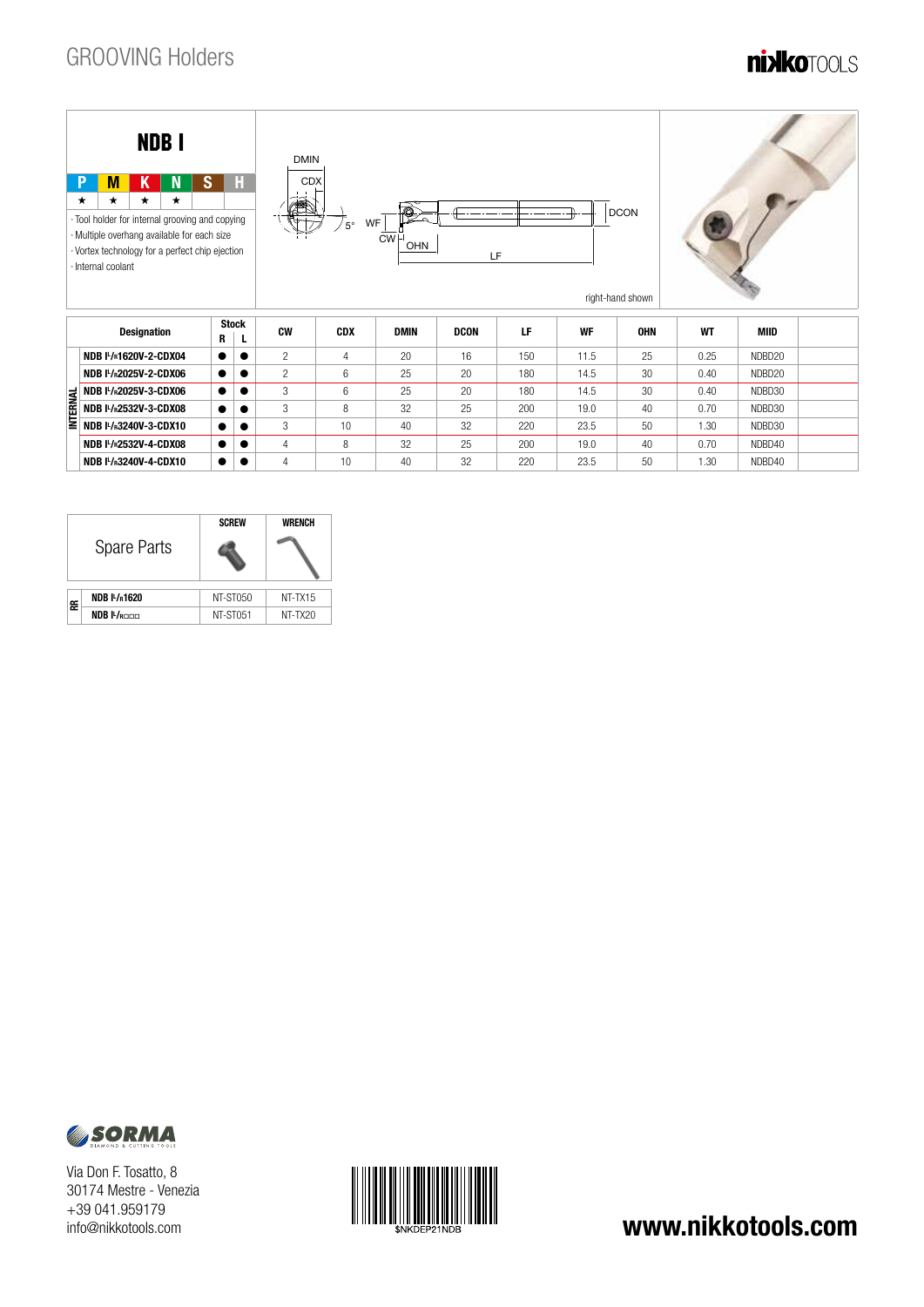# GROOVING Holders

nikkoTOOLS

## NDB I

| P | M | K | N | S | H |
|---|---|---|---|---|---|
| ★ | ★ | ★ | ★ | | |

- Tool holder for internal grooving and copying
- Multiple overhang available for each size
- Vortex technology for a perfect chip ejection
- Internal coolant

DMIN
CDX
5°
WF
CW
OHN
LF
DCON

right-hand shown

| | Designation | Stock R | Stock L | CW | CDX | DMIN | DCON | LF | WF | OHN | WT | MIID |
|---|---|---|---|---|---|---|---|---|---|---|---|---|
| INTERNAL | NDB I L/R 1620V-2-CDX04 | ● | ● | 2 | 4 | 20 | 16 | 150 | 11.5 | 25 | 0.25 | NDBD20 |
| | NDB I L/R 2025V-2-CDX06 | ● | ● | 2 | 6 | 25 | 20 | 180 | 14.5 | 30 | 0.40 | NDBD20 |
| | NDB I L/R 2025V-3-CDX06 | ● | ● | 3 | 6 | 25 | 20 | 180 | 14.5 | 30 | 0.40 | NDBD30 |
| | NDB I L/R 2532V-3-CDX08 | ● | ● | 3 | 8 | 32 | 25 | 200 | 19.0 | 40 | 0.70 | NDBD30 |
| | NDB I L/R 3240V-3-CDX10 | ● | ● | 3 | 10 | 40 | 32 | 220 | 23.5 | 50 | 1.30 | NDBD30 |
| | NDB I L/R 2532V-4-CDX08 | ● | ● | 4 | 8 | 32 | 25 | 200 | 19.0 | 40 | 0.70 | NDBD40 |
| | NDB I L/R 3240V-4-CDX10 | ● | ● | 4 | 10 | 40 | 32 | 220 | 23.5 | 50 | 1.30 | NDBD40 |

| | Spare Parts | SCREW | WRENCH |
|---|---|---|---|
| RR | NDB I L/R 1620 | NT-ST050 | NT-TX15 |
| | NDB I L/R □□□ | NT-ST051 | NT-TX20 |

SORMA
DIAMOND & CUTTING TOOLS

Via Don F. Tosatto, 8
30174 Mestre - Venezia
+39 041.959179
info@nikkotools.com

$NKDEP21NDB

**www.nikkotools.com**